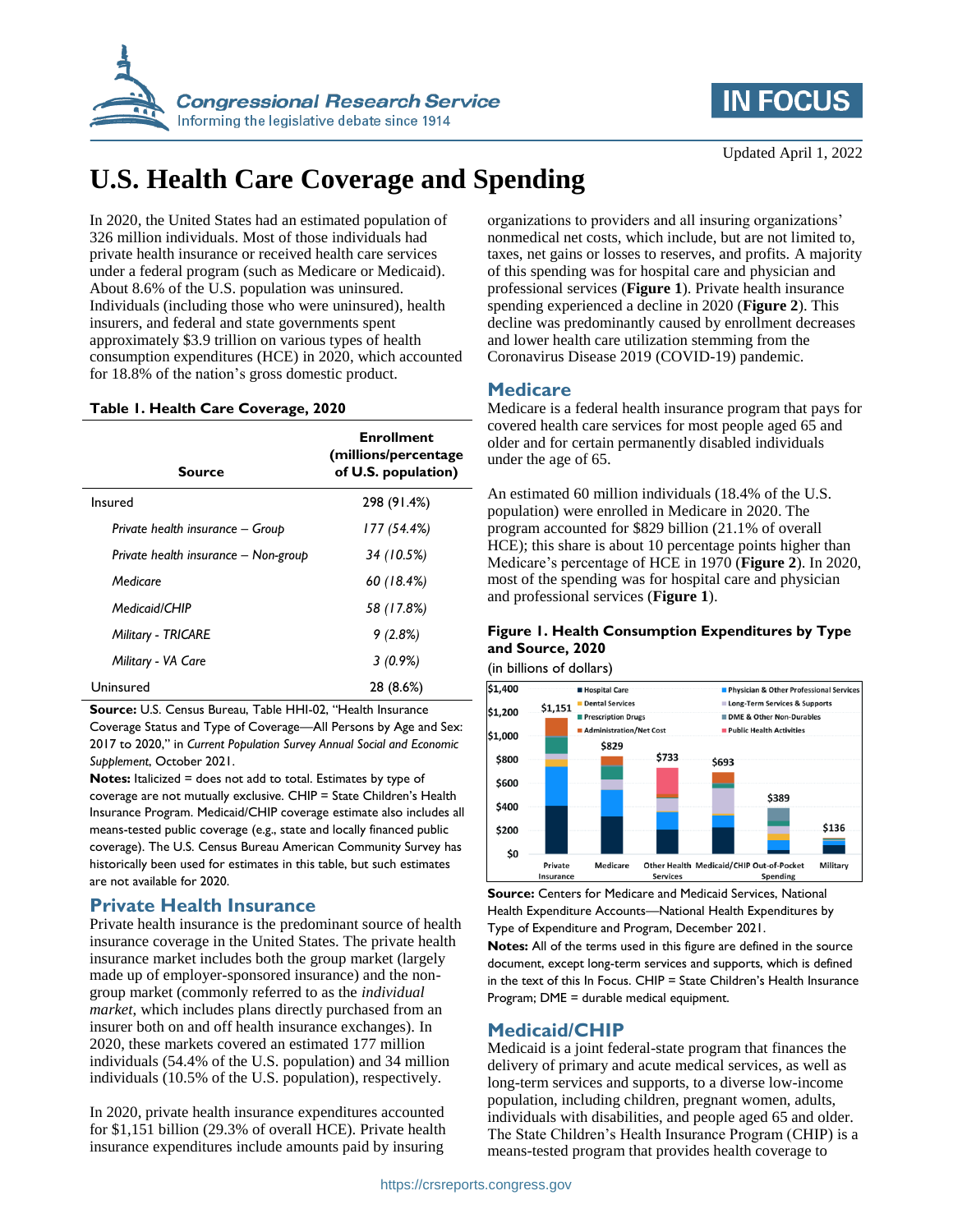# U.S. Health Care Coverage and Spending

Updated April 1, 2022

In 2020, the United States had an estimated population of 326 million individuals. Most of those individuals had private health insurance or received health care services under a federal program (such as Medicare or Medicaid). About 8.6% of the U.S. population was uninsured. Individuals (including those who were uninsured), health insurers, and federal and state governments spent approximately $3.9 trillion on various types of health consumption expenditures (HCE) in 2020, which accounted for 18.8% of the nation's gross domestic product.

**Table 1. Health Care Coverage, 2020**

| Source | Enrollment (millions/percentage of U.S. population) |
|---|---|
| Insured | 298 (91.4%) |
| *Private health insurance – Group* | *177 (54.4%)* |
| *Private health insurance – Non-group* | *34 (10.5%)* |
| *Medicare* | *60 (18.4%)* |
| *Medicaid/CHIP* | *58 (17.8%)* |
| *Military - TRICARE* | *9 (2.8%)* |
| *Military - VA Care* | *3 (0.9%)* |
| Uninsured | 28 (8.6%) |

**Source:** U.S. Census Bureau, Table HHI-02, "Health Insurance Coverage Status and Type of Coverage—All Persons by Age and Sex: 2017 to 2020," in *Current Population Survey Annual Social and Economic Supplement*, October 2021.

**Notes:** Italicized = does not add to total. Estimates by type of coverage are not mutually exclusive. CHIP = State Children's Health Insurance Program. Medicaid/CHIP coverage estimate also includes all means-tested public coverage (e.g., state and locally financed public coverage). The U.S. Census Bureau American Community Survey has historically been used for estimates in this table, but such estimates are not available for 2020.

## Private Health Insurance

Private health insurance is the predominant source of health insurance coverage in the United States. The private health insurance market includes both the group market (largely made up of employer-sponsored insurance) and the non-group market (commonly referred to as the *individual market*, which includes plans directly purchased from an insurer both on and off health insurance exchanges). In 2020, these markets covered an estimated 177 million individuals (54.4% of the U.S. population) and 34 million individuals (10.5% of the U.S. population), respectively.

In 2020, private health insurance expenditures accounted for $1,151 billion (29.3% of overall HCE). Private health insurance expenditures include amounts paid by insuring organizations to providers and all insuring organizations' nonmedical net costs, which include, but are not limited to, taxes, net gains or losses to reserves, and profits. A majority of this spending was for hospital care and physician and professional services (**Figure 1**). Private health insurance spending experienced a decline in 2020 (**Figure 2**). This decline was predominantly caused by enrollment decreases and lower health care utilization stemming from the Coronavirus Disease 2019 (COVID-19) pandemic.

## Medicare

Medicare is a federal health insurance program that pays for covered health care services for most people aged 65 and older and for certain permanently disabled individuals under the age of 65.

An estimated 60 million individuals (18.4% of the U.S. population) were enrolled in Medicare in 2020. The program accounted for $829 billion (21.1% of overall HCE); this share is about 10 percentage points higher than Medicare's percentage of HCE in 1970 (**Figure 2**). In 2020, most of the spending was for hospital care and physician and professional services (**Figure 1**).

**Figure 1. Health Consumption Expenditures by Type and Source, 2020**

(in billions of dollars)

**Source:** Centers for Medicare and Medicaid Services, National Health Expenditure Accounts—National Health Expenditures by Type of Expenditure and Program, December 2021.

**Notes:** All of the terms used in this figure are defined in the source document, except long-term services and supports, which is defined in the text of this In Focus. CHIP = State Children's Health Insurance Program; DME = durable medical equipment.

## Medicaid/CHIP

Medicaid is a joint federal-state program that finances the delivery of primary and acute medical services, as well as long-term services and supports, to a diverse low-income population, including children, pregnant women, adults, individuals with disabilities, and people aged 65 and older. The State Children's Health Insurance Program (CHIP) is a means-tested program that provides health coverage to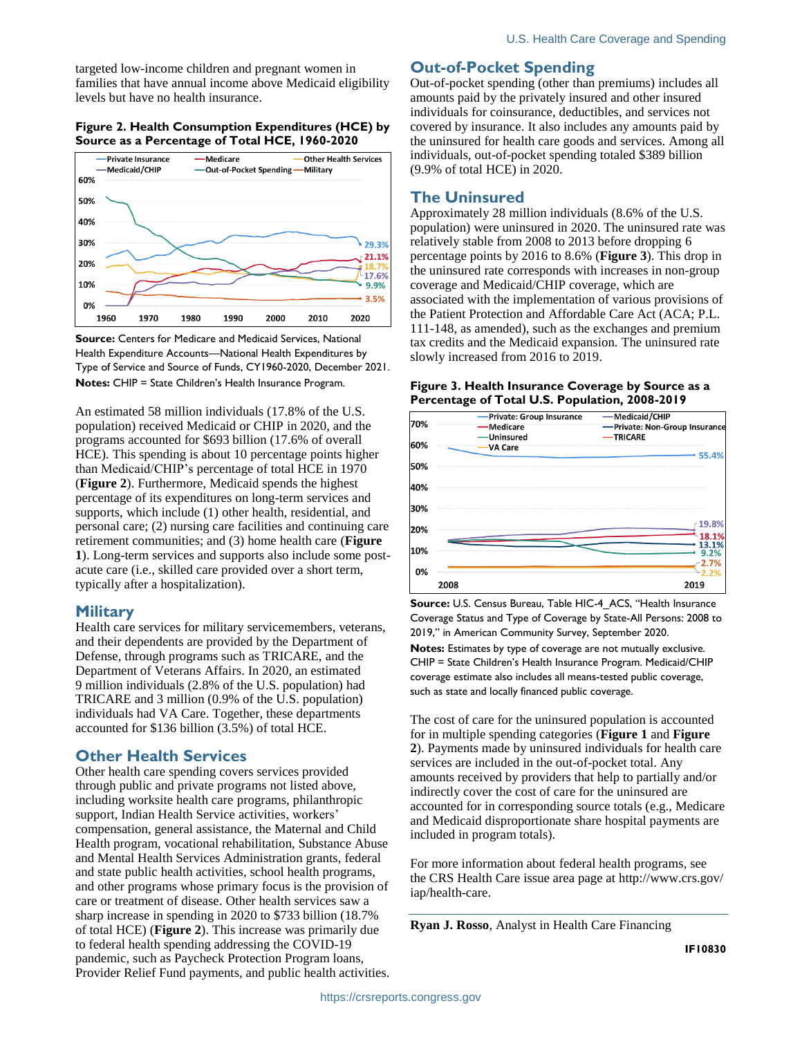targeted low-income children and pregnant women in families that have annual income above Medicaid eligibility levels but have no health insurance.

**Figure 2. Health Consumption Expenditures (HCE) by Source as a Percentage of Total HCE, 1960-2020**

**Source:** Centers for Medicare and Medicaid Services, National Health Expenditure Accounts—National Health Expenditures by Type of Service and Source of Funds, CY1960-2020, December 2021.

**Notes:** CHIP = State Children's Health Insurance Program.

An estimated 58 million individuals (17.8% of the U.S. population) received Medicaid or CHIP in 2020, and the programs accounted for $693 billion (17.6% of overall HCE). This spending is about 10 percentage points higher than Medicaid/CHIP's percentage of total HCE in 1970 (**Figure 2**). Furthermore, Medicaid spends the highest percentage of its expenditures on long-term services and supports, which include (1) other health, residential, and personal care; (2) nursing care facilities and continuing care retirement communities; and (3) home health care (**Figure 1**). Long-term services and supports also include some post-acute care (i.e., skilled care provided over a short term, typically after a hospitalization).

## Military

Health care services for military servicemembers, veterans, and their dependents are provided by the Department of Defense, through programs such as TRICARE, and the Department of Veterans Affairs. In 2020, an estimated 9 million individuals (2.8% of the U.S. population) had TRICARE and 3 million (0.9% of the U.S. population) individuals had VA Care. Together, these departments accounted for $136 billion (3.5%) of total HCE.

## Other Health Services

Other health care spending covers services provided through public and private programs not listed above, including worksite health care programs, philanthropic support, Indian Health Service activities, workers' compensation, general assistance, the Maternal and Child Health program, vocational rehabilitation, Substance Abuse and Mental Health Services Administration grants, federal and state public health activities, school health programs, and other programs whose primary focus is the provision of care or treatment of disease. Other health services saw a sharp increase in spending in 2020 to $733 billion (18.7% of total HCE) (**Figure 2**). This increase was primarily due to federal health spending addressing the COVID-19 pandemic, such as Paycheck Protection Program loans, Provider Relief Fund payments, and public health activities.

## Out-of-Pocket Spending

Out-of-pocket spending (other than premiums) includes all amounts paid by the privately insured and other insured individuals for coinsurance, deductibles, and services not covered by insurance. It also includes any amounts paid by the uninsured for health care goods and services. Among all individuals, out-of-pocket spending totaled $389 billion (9.9% of total HCE) in 2020.

## The Uninsured

Approximately 28 million individuals (8.6% of the U.S. population) were uninsured in 2020. The uninsured rate was relatively stable from 2008 to 2013 before dropping 6 percentage points by 2016 to 8.6% (**Figure 3**). This drop in the uninsured rate corresponds with increases in non-group coverage and Medicaid/CHIP coverage, which are associated with the implementation of various provisions of the Patient Protection and Affordable Care Act (ACA; P.L. 111-148, as amended), such as the exchanges and premium tax credits and the Medicaid expansion. The uninsured rate slowly increased from 2016 to 2019.

**Figure 3. Health Insurance Coverage by Source as a Percentage of Total U.S. Population, 2008-2019**

**Source:** U.S. Census Bureau, Table HIC-4_ACS, "Health Insurance Coverage Status and Type of Coverage by State-All Persons: 2008 to 2019," in American Community Survey, September 2020.

**Notes:** Estimates by type of coverage are not mutually exclusive. CHIP = State Children's Health Insurance Program. Medicaid/CHIP coverage estimate also includes all means-tested public coverage, such as state and locally financed public coverage.

The cost of care for the uninsured population is accounted for in multiple spending categories (**Figure 1** and **Figure 2**). Payments made by uninsured individuals for health care services are included in the out-of-pocket total. Any amounts received by providers that help to partially and/or indirectly cover the cost of care for the uninsured are accounted for in corresponding source totals (e.g., Medicare and Medicaid disproportionate share hospital payments are included in program totals).

For more information about federal health programs, see the CRS Health Care issue area page at http://www.crs.gov/iap/health-care.

**Ryan J. Rosso**, Analyst in Health Care Financing

IF10830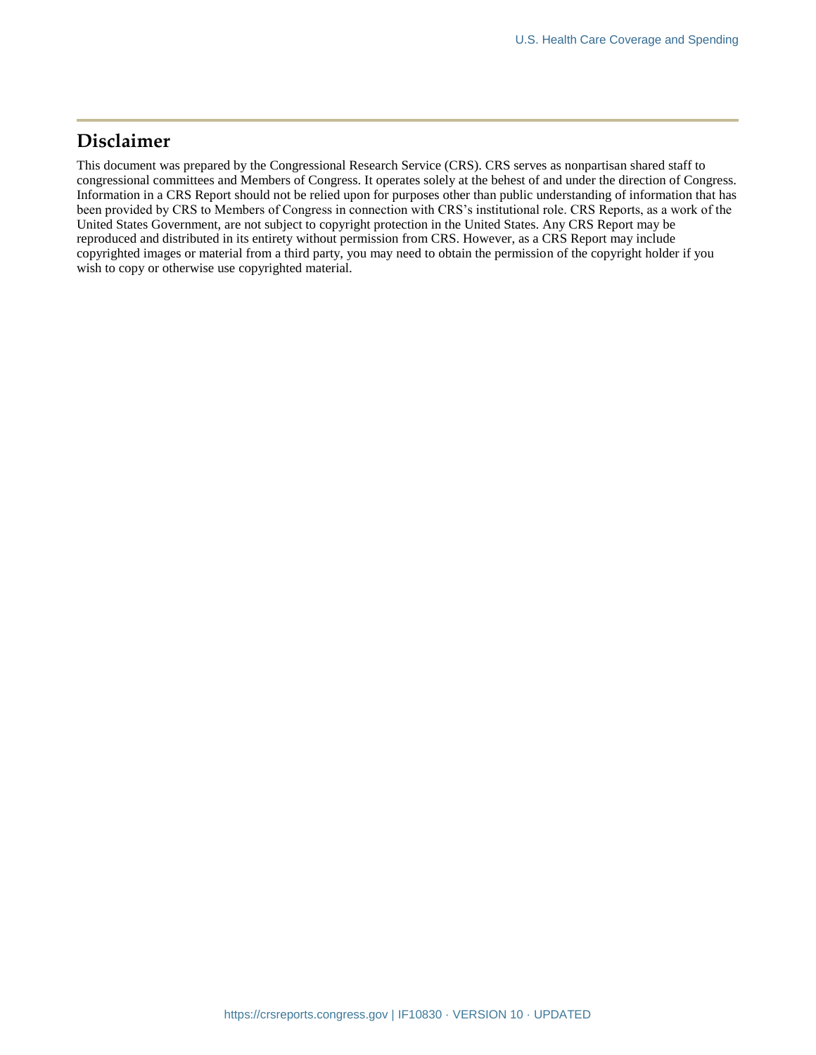## Disclaimer

This document was prepared by the Congressional Research Service (CRS). CRS serves as nonpartisan shared staff to congressional committees and Members of Congress. It operates solely at the behest of and under the direction of Congress. Information in a CRS Report should not be relied upon for purposes other than public understanding of information that has been provided by CRS to Members of Congress in connection with CRS's institutional role. CRS Reports, as a work of the United States Government, are not subject to copyright protection in the United States. Any CRS Report may be reproduced and distributed in its entirety without permission from CRS. However, as a CRS Report may include copyrighted images or material from a third party, you may need to obtain the permission of the copyright holder if you wish to copy or otherwise use copyrighted material.